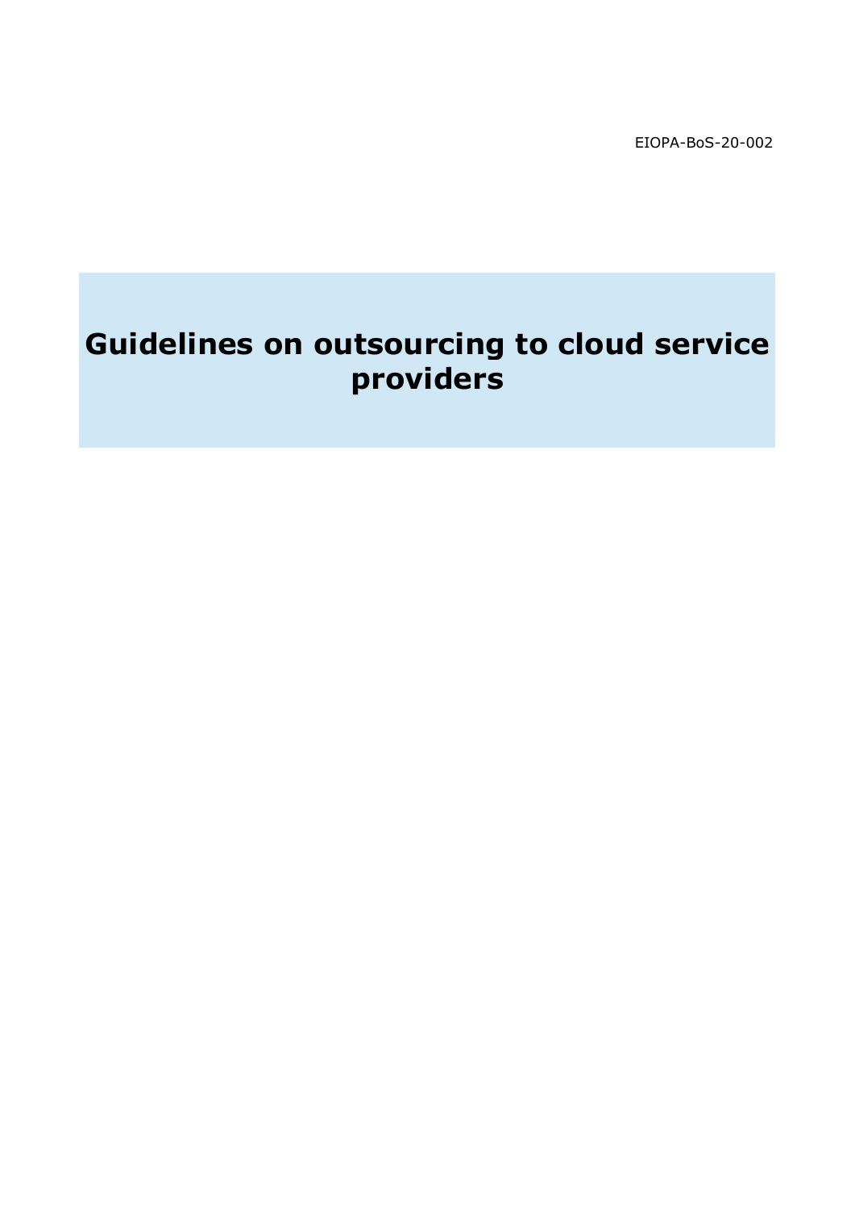EIOPA-BoS-20-002

# Guidelines on outsourcing to cloud service providers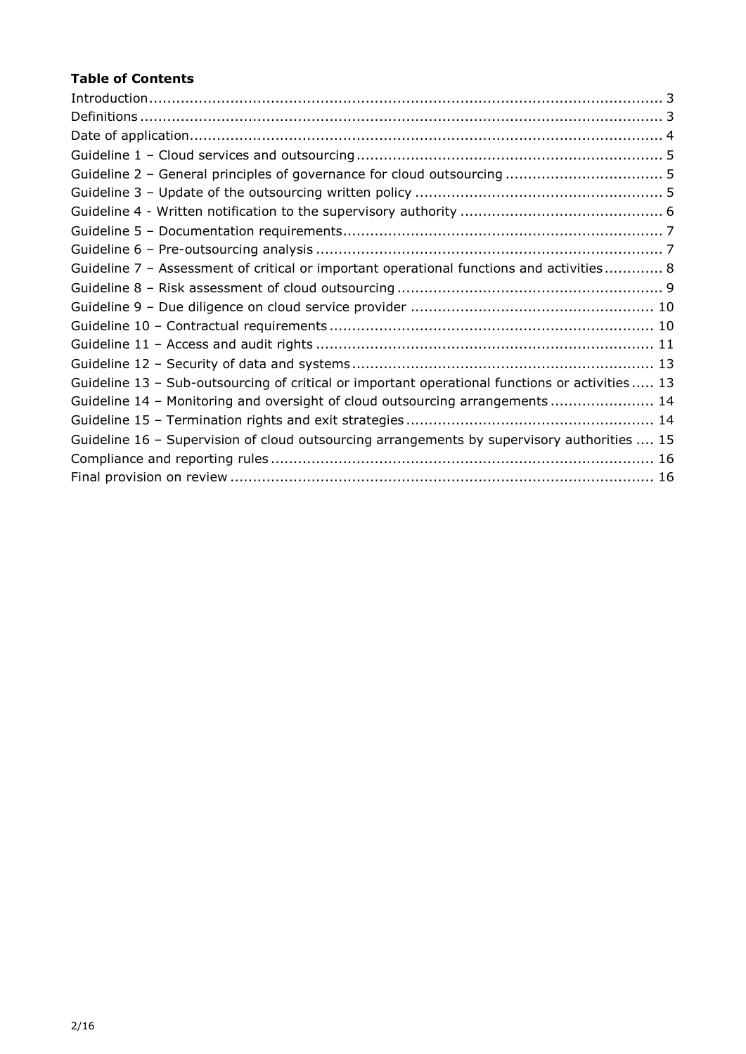**Table of Contents**

Introduction .................................................................................................................. 3
Definitions .................................................................................................................... 3
Date of application......................................................................................................... 4
Guideline 1 – Cloud services and outsourcing .................................................................... 5
Guideline 2 – General principles of governance for cloud outsourcing ................................... 5
Guideline 3 – Update of the outsourcing written policy ....................................................... 5
Guideline 4 - Written notification to the supervisory authority ............................................. 6
Guideline 5 – Documentation requirements....................................................................... 7
Guideline 6 – Pre-outsourcing analysis ............................................................................. 7
Guideline 7 – Assessment of critical or important operational functions and activities ............ 8
Guideline 8 – Risk assessment of cloud outsourcing ........................................................... 9
Guideline 9 – Due diligence on cloud service provider ...................................................... 10
Guideline 10 – Contractual requirements ........................................................................ 10
Guideline 11 – Access and audit rights ........................................................................... 11
Guideline 12 – Security of data and systems ................................................................... 13
Guideline 13 – Sub-outsourcing of critical or important operational functions or activities ..... 13
Guideline 14 – Monitoring and oversight of cloud outsourcing arrangements ....................... 14
Guideline 15 – Termination rights and exit strategies ....................................................... 14
Guideline 16 – Supervision of cloud outsourcing arrangements by supervisory authorities .... 15
Compliance and reporting rules ..................................................................................... 16
Final provision on review .............................................................................................. 16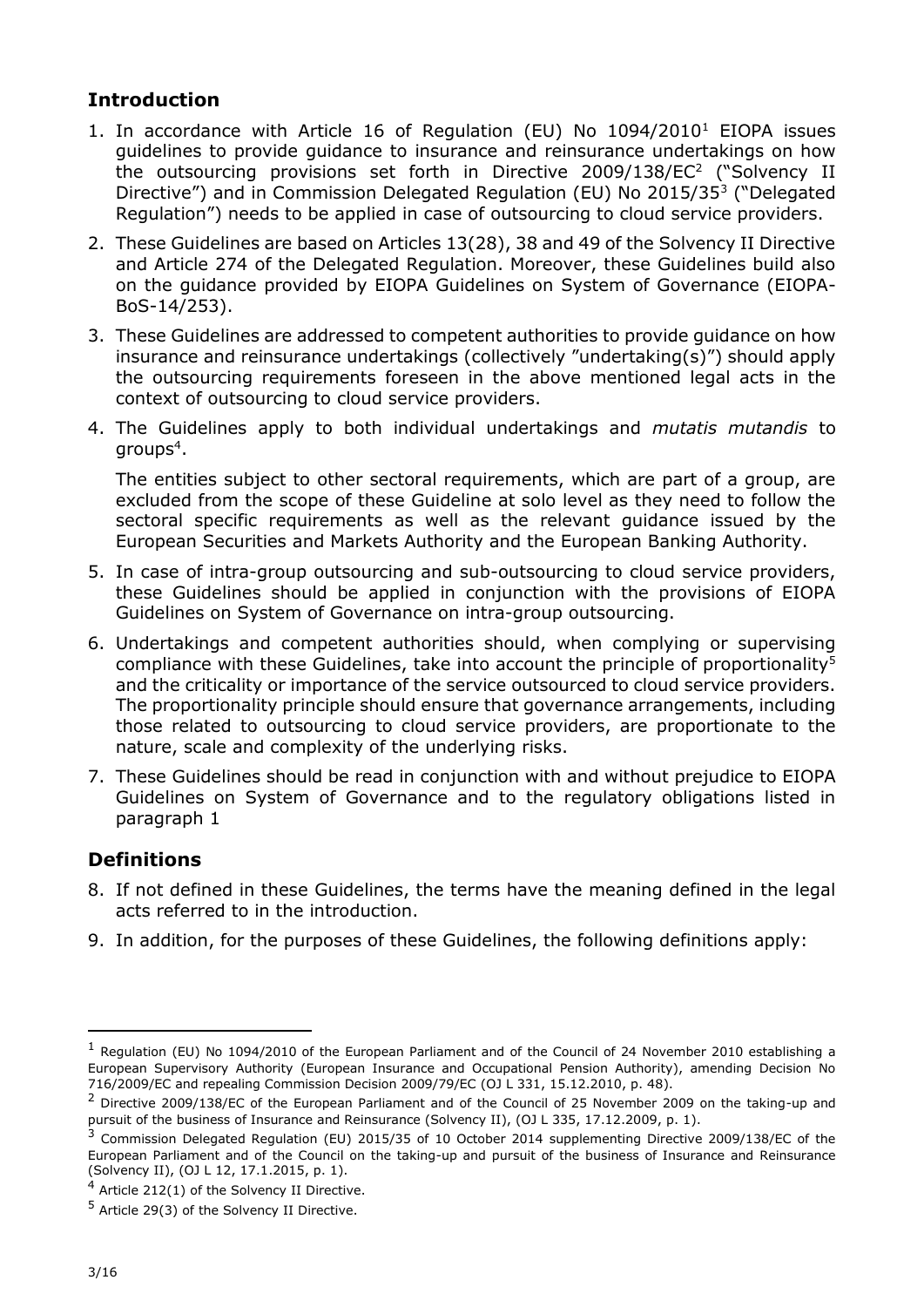## Introduction

1. In accordance with Article 16 of Regulation (EU) No 1094/2010[1] EIOPA issues guidelines to provide guidance to insurance and reinsurance undertakings on how the outsourcing provisions set forth in Directive 2009/138/EC[2] ("Solvency II Directive") and in Commission Delegated Regulation (EU) No 2015/35[3] ("Delegated Regulation") needs to be applied in case of outsourcing to cloud service providers.
2. These Guidelines are based on Articles 13(28), 38 and 49 of the Solvency II Directive and Article 274 of the Delegated Regulation. Moreover, these Guidelines build also on the guidance provided by EIOPA Guidelines on System of Governance (EIOPA-BoS-14/253).
3. These Guidelines are addressed to competent authorities to provide guidance on how insurance and reinsurance undertakings (collectively "undertaking(s)") should apply the outsourcing requirements foreseen in the above mentioned legal acts in the context of outsourcing to cloud service providers.
4. The Guidelines apply to both individual undertakings and *mutatis mutandis* to groups[4].

   The entities subject to other sectoral requirements, which are part of a group, are excluded from the scope of these Guideline at solo level as they need to follow the sectoral specific requirements as well as the relevant guidance issued by the European Securities and Markets Authority and the European Banking Authority.
5. In case of intra-group outsourcing and sub-outsourcing to cloud service providers, these Guidelines should be applied in conjunction with the provisions of EIOPA Guidelines on System of Governance on intra-group outsourcing.
6. Undertakings and competent authorities should, when complying or supervising compliance with these Guidelines, take into account the principle of proportionality[5] and the criticality or importance of the service outsourced to cloud service providers. The proportionality principle should ensure that governance arrangements, including those related to outsourcing to cloud service providers, are proportionate to the nature, scale and complexity of the underlying risks.
7. These Guidelines should be read in conjunction with and without prejudice to EIOPA Guidelines on System of Governance and to the regulatory obligations listed in paragraph 1

## Definitions

8. If not defined in these Guidelines, the terms have the meaning defined in the legal acts referred to in the introduction.
9. In addition, for the purposes of these Guidelines, the following definitions apply:

---

[1] Regulation (EU) No 1094/2010 of the European Parliament and of the Council of 24 November 2010 establishing a European Supervisory Authority (European Insurance and Occupational Pension Authority), amending Decision No 716/2009/EC and repealing Commission Decision 2009/79/EC (OJ L 331, 15.12.2010, p. 48).

[2] Directive 2009/138/EC of the European Parliament and of the Council of 25 November 2009 on the taking-up and pursuit of the business of Insurance and Reinsurance (Solvency II), (OJ L 335, 17.12.2009, p. 1).

[3] Commission Delegated Regulation (EU) 2015/35 of 10 October 2014 supplementing Directive 2009/138/EC of the European Parliament and of the Council on the taking-up and pursuit of the business of Insurance and Reinsurance (Solvency II), (OJ L 12, 17.1.2015, p. 1).

[4] Article 212(1) of the Solvency II Directive.

[5] Article 29(3) of the Solvency II Directive.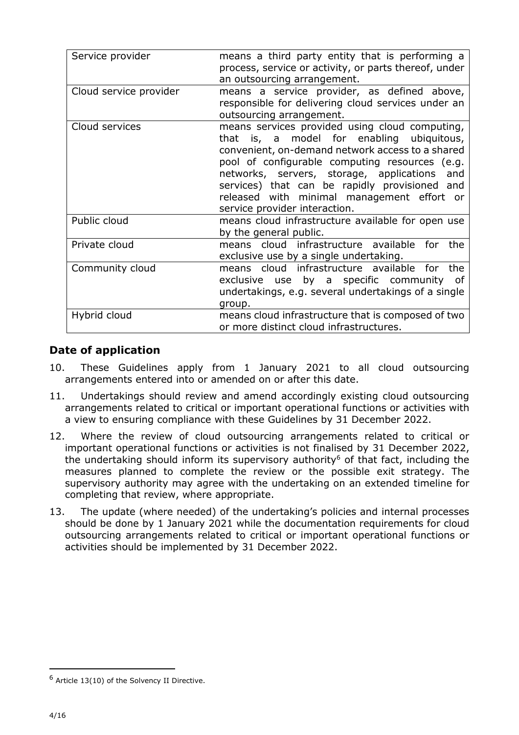| | |
|---|---|
| Service provider | means a third party entity that is performing a process, service or activity, or parts thereof, under an outsourcing arrangement. |
| Cloud service provider | means a service provider, as defined above, responsible for delivering cloud services under an outsourcing arrangement. |
| Cloud services | means services provided using cloud computing, that is, a model for enabling ubiquitous, convenient, on-demand network access to a shared pool of configurable computing resources (e.g. networks, servers, storage, applications and services) that can be rapidly provisioned and released with minimal management effort or service provider interaction. |
| Public cloud | means cloud infrastructure available for open use by the general public. |
| Private cloud | means cloud infrastructure available for the exclusive use by a single undertaking. |
| Community cloud | means cloud infrastructure available for the exclusive use by a specific community of undertakings, e.g. several undertakings of a single group. |
| Hybrid cloud | means cloud infrastructure that is composed of two or more distinct cloud infrastructures. |

## Date of application

10. These Guidelines apply from 1 January 2021 to all cloud outsourcing arrangements entered into or amended on or after this date.

11. Undertakings should review and amend accordingly existing cloud outsourcing arrangements related to critical or important operational functions or activities with a view to ensuring compliance with these Guidelines by 31 December 2022.

12. Where the review of cloud outsourcing arrangements related to critical or important operational functions or activities is not finalised by 31 December 2022, the undertaking should inform its supervisory authority[6] of that fact, including the measures planned to complete the review or the possible exit strategy. The supervisory authority may agree with the undertaking on an extended timeline for completing that review, where appropriate.

13. The update (where needed) of the undertaking's policies and internal processes should be done by 1 January 2021 while the documentation requirements for cloud outsourcing arrangements related to critical or important operational functions or activities should be implemented by 31 December 2022.

[6] Article 13(10) of the Solvency II Directive.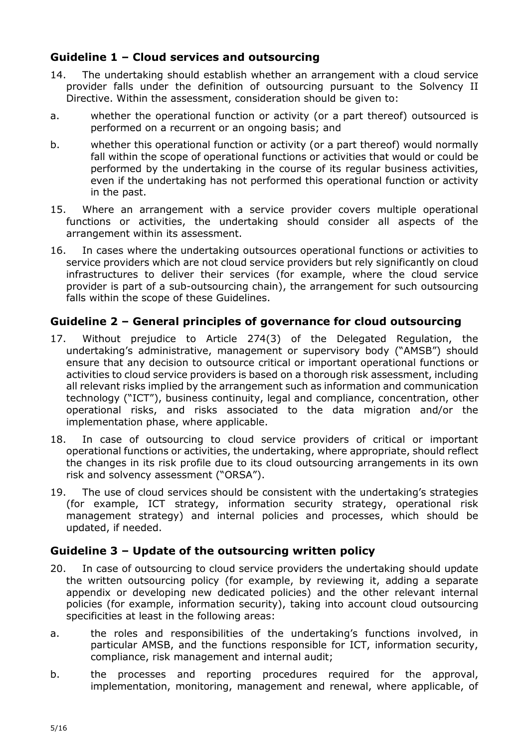## Guideline 1 – Cloud services and outsourcing

14. The undertaking should establish whether an arrangement with a cloud service provider falls under the definition of outsourcing pursuant to the Solvency II Directive. Within the assessment, consideration should be given to:

a. whether the operational function or activity (or a part thereof) outsourced is performed on a recurrent or an ongoing basis; and

b. whether this operational function or activity (or a part thereof) would normally fall within the scope of operational functions or activities that would or could be performed by the undertaking in the course of its regular business activities, even if the undertaking has not performed this operational function or activity in the past.

15. Where an arrangement with a service provider covers multiple operational functions or activities, the undertaking should consider all aspects of the arrangement within its assessment.

16. In cases where the undertaking outsources operational functions or activities to service providers which are not cloud service providers but rely significantly on cloud infrastructures to deliver their services (for example, where the cloud service provider is part of a sub-outsourcing chain), the arrangement for such outsourcing falls within the scope of these Guidelines.

## Guideline 2 – General principles of governance for cloud outsourcing

17. Without prejudice to Article 274(3) of the Delegated Regulation, the undertaking's administrative, management or supervisory body ("AMSB") should ensure that any decision to outsource critical or important operational functions or activities to cloud service providers is based on a thorough risk assessment, including all relevant risks implied by the arrangement such as information and communication technology ("ICT"), business continuity, legal and compliance, concentration, other operational risks, and risks associated to the data migration and/or the implementation phase, where applicable.

18. In case of outsourcing to cloud service providers of critical or important operational functions or activities, the undertaking, where appropriate, should reflect the changes in its risk profile due to its cloud outsourcing arrangements in its own risk and solvency assessment ("ORSA").

19. The use of cloud services should be consistent with the undertaking's strategies (for example, ICT strategy, information security strategy, operational risk management strategy) and internal policies and processes, which should be updated, if needed.

## Guideline 3 – Update of the outsourcing written policy

20. In case of outsourcing to cloud service providers the undertaking should update the written outsourcing policy (for example, by reviewing it, adding a separate appendix or developing new dedicated policies) and the other relevant internal policies (for example, information security), taking into account cloud outsourcing specificities at least in the following areas:

a. the roles and responsibilities of the undertaking's functions involved, in particular AMSB, and the functions responsible for ICT, information security, compliance, risk management and internal audit;

b. the processes and reporting procedures required for the approval, implementation, monitoring, management and renewal, where applicable, of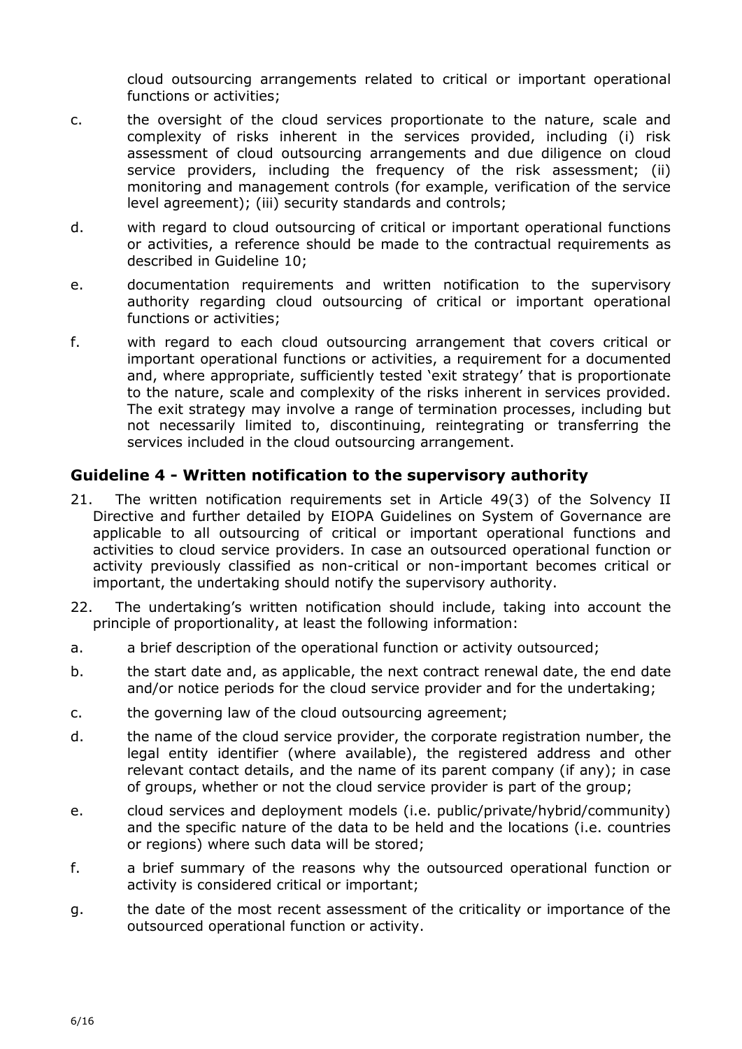cloud outsourcing arrangements related to critical or important operational functions or activities;

c. the oversight of the cloud services proportionate to the nature, scale and complexity of risks inherent in the services provided, including (i) risk assessment of cloud outsourcing arrangements and due diligence on cloud service providers, including the frequency of the risk assessment; (ii) monitoring and management controls (for example, verification of the service level agreement); (iii) security standards and controls;

d. with regard to cloud outsourcing of critical or important operational functions or activities, a reference should be made to the contractual requirements as described in Guideline 10;

e. documentation requirements and written notification to the supervisory authority regarding cloud outsourcing of critical or important operational functions or activities;

f. with regard to each cloud outsourcing arrangement that covers critical or important operational functions or activities, a requirement for a documented and, where appropriate, sufficiently tested 'exit strategy' that is proportionate to the nature, scale and complexity of the risks inherent in services provided. The exit strategy may involve a range of termination processes, including but not necessarily limited to, discontinuing, reintegrating or transferring the services included in the cloud outsourcing arrangement.

## Guideline 4 - Written notification to the supervisory authority

21. The written notification requirements set in Article 49(3) of the Solvency II Directive and further detailed by EIOPA Guidelines on System of Governance are applicable to all outsourcing of critical or important operational functions and activities to cloud service providers. In case an outsourced operational function or activity previously classified as non-critical or non-important becomes critical or important, the undertaking should notify the supervisory authority.

22. The undertaking's written notification should include, taking into account the principle of proportionality, at least the following information:

a. a brief description of the operational function or activity outsourced;

b. the start date and, as applicable, the next contract renewal date, the end date and/or notice periods for the cloud service provider and for the undertaking;

c. the governing law of the cloud outsourcing agreement;

d. the name of the cloud service provider, the corporate registration number, the legal entity identifier (where available), the registered address and other relevant contact details, and the name of its parent company (if any); in case of groups, whether or not the cloud service provider is part of the group;

e. cloud services and deployment models (i.e. public/private/hybrid/community) and the specific nature of the data to be held and the locations (i.e. countries or regions) where such data will be stored;

f. a brief summary of the reasons why the outsourced operational function or activity is considered critical or important;

g. the date of the most recent assessment of the criticality or importance of the outsourced operational function or activity.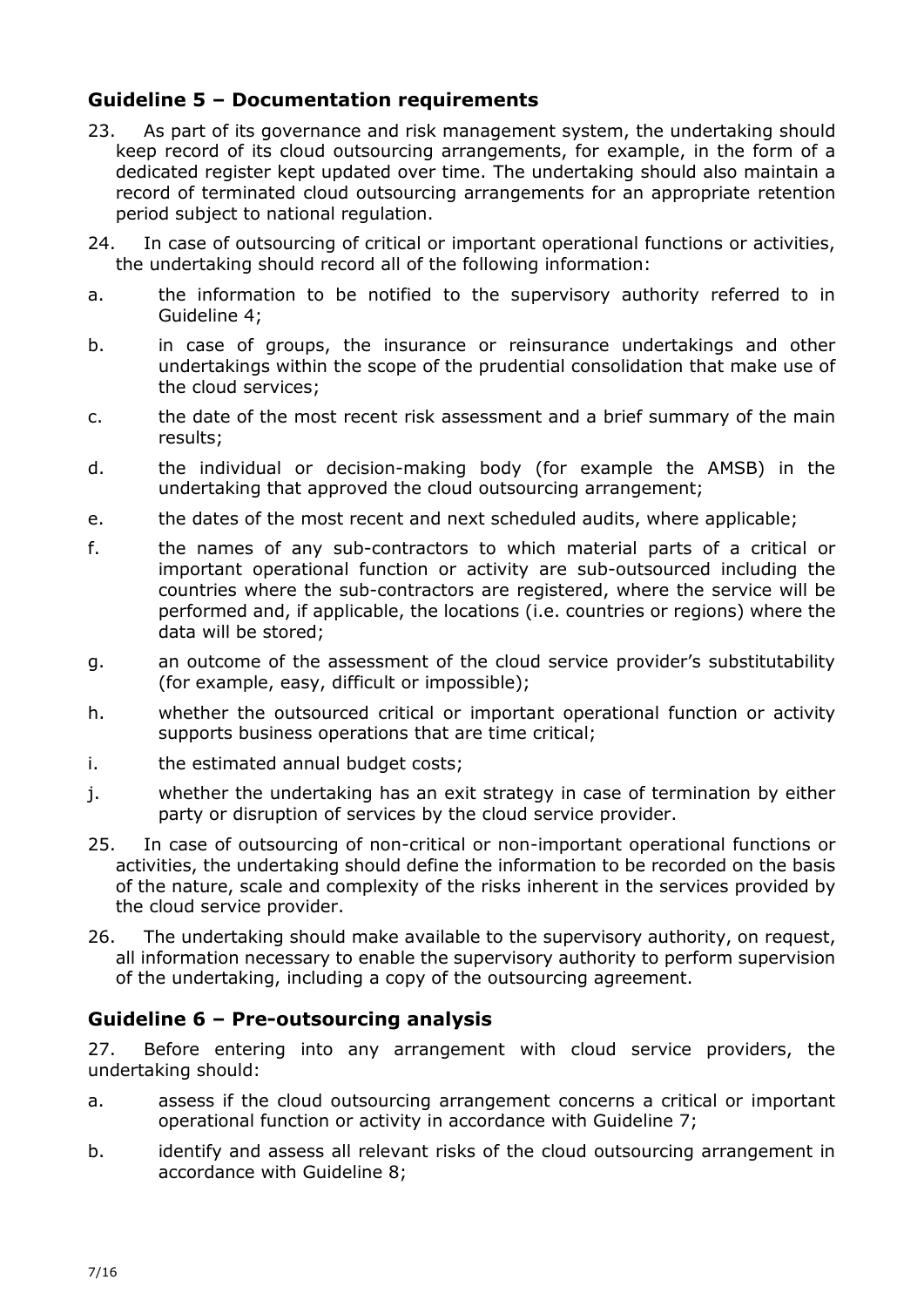## Guideline 5 – Documentation requirements

23. As part of its governance and risk management system, the undertaking should keep record of its cloud outsourcing arrangements, for example, in the form of a dedicated register kept updated over time. The undertaking should also maintain a record of terminated cloud outsourcing arrangements for an appropriate retention period subject to national regulation.

24. In case of outsourcing of critical or important operational functions or activities, the undertaking should record all of the following information:

a. the information to be notified to the supervisory authority referred to in Guideline 4;

b. in case of groups, the insurance or reinsurance undertakings and other undertakings within the scope of the prudential consolidation that make use of the cloud services;

c. the date of the most recent risk assessment and a brief summary of the main results;

d. the individual or decision-making body (for example the AMSB) in the undertaking that approved the cloud outsourcing arrangement;

e. the dates of the most recent and next scheduled audits, where applicable;

f. the names of any sub-contractors to which material parts of a critical or important operational function or activity are sub-outsourced including the countries where the sub-contractors are registered, where the service will be performed and, if applicable, the locations (i.e. countries or regions) where the data will be stored;

g. an outcome of the assessment of the cloud service provider's substitutability (for example, easy, difficult or impossible);

h. whether the outsourced critical or important operational function or activity supports business operations that are time critical;

i. the estimated annual budget costs;

j. whether the undertaking has an exit strategy in case of termination by either party or disruption of services by the cloud service provider.

25. In case of outsourcing of non-critical or non-important operational functions or activities, the undertaking should define the information to be recorded on the basis of the nature, scale and complexity of the risks inherent in the services provided by the cloud service provider.

26. The undertaking should make available to the supervisory authority, on request, all information necessary to enable the supervisory authority to perform supervision of the undertaking, including a copy of the outsourcing agreement.

## Guideline 6 – Pre-outsourcing analysis

27. Before entering into any arrangement with cloud service providers, the undertaking should:

a. assess if the cloud outsourcing arrangement concerns a critical or important operational function or activity in accordance with Guideline 7;

b. identify and assess all relevant risks of the cloud outsourcing arrangement in accordance with Guideline 8;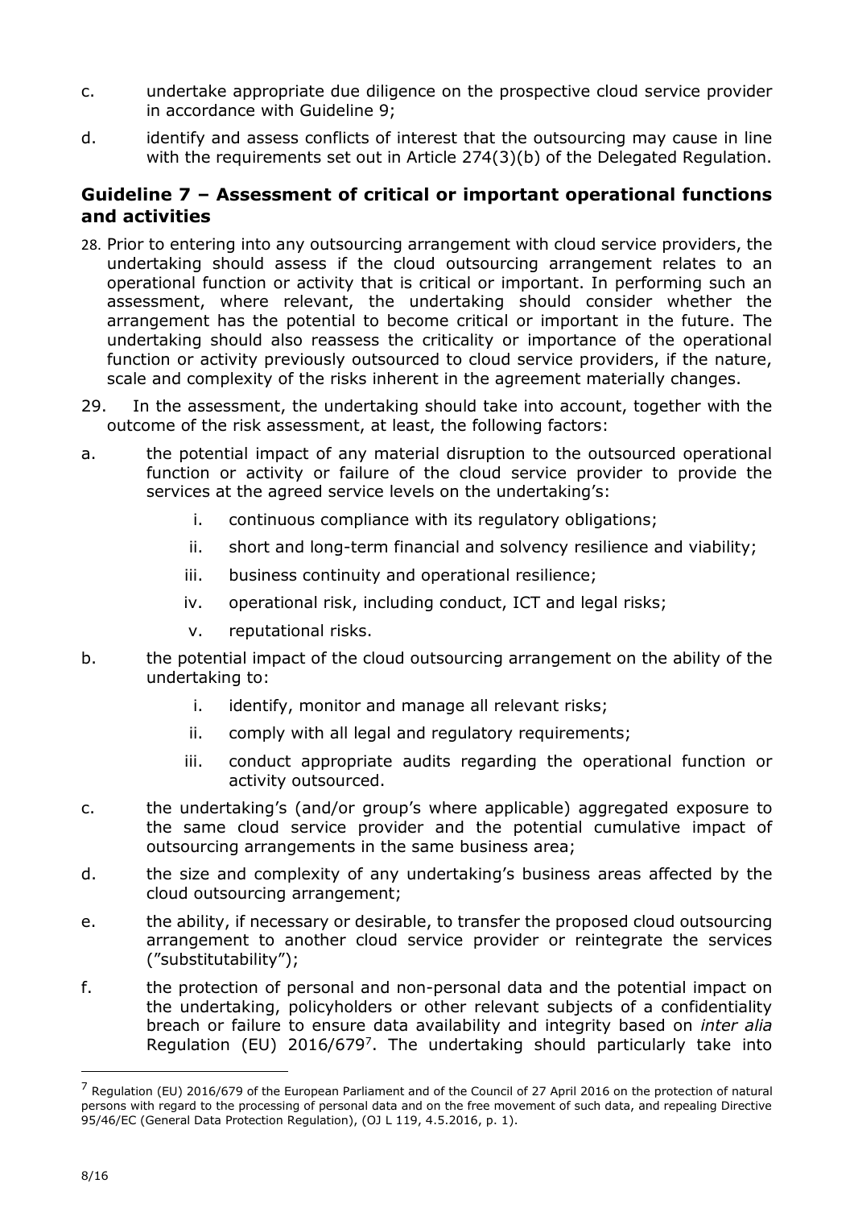c. undertake appropriate due diligence on the prospective cloud service provider in accordance with Guideline 9;

d. identify and assess conflicts of interest that the outsourcing may cause in line with the requirements set out in Article 274(3)(b) of the Delegated Regulation.

## Guideline 7 – Assessment of critical or important operational functions and activities

28. Prior to entering into any outsourcing arrangement with cloud service providers, the undertaking should assess if the cloud outsourcing arrangement relates to an operational function or activity that is critical or important. In performing such an assessment, where relevant, the undertaking should consider whether the arrangement has the potential to become critical or important in the future. The undertaking should also reassess the criticality or importance of the operational function or activity previously outsourced to cloud service providers, if the nature, scale and complexity of the risks inherent in the agreement materially changes.

29. In the assessment, the undertaking should take into account, together with the outcome of the risk assessment, at least, the following factors:

a. the potential impact of any material disruption to the outsourced operational function or activity or failure of the cloud service provider to provide the services at the agreed service levels on the undertaking's:

   i. continuous compliance with its regulatory obligations;

   ii. short and long-term financial and solvency resilience and viability;

   iii. business continuity and operational resilience;

   iv. operational risk, including conduct, ICT and legal risks;

   v. reputational risks.

b. the potential impact of the cloud outsourcing arrangement on the ability of the undertaking to:

   i. identify, monitor and manage all relevant risks;

   ii. comply with all legal and regulatory requirements;

   iii. conduct appropriate audits regarding the operational function or activity outsourced.

c. the undertaking's (and/or group's where applicable) aggregated exposure to the same cloud service provider and the potential cumulative impact of outsourcing arrangements in the same business area;

d. the size and complexity of any undertaking's business areas affected by the cloud outsourcing arrangement;

e. the ability, if necessary or desirable, to transfer the proposed cloud outsourcing arrangement to another cloud service provider or reintegrate the services ("substitutability");

f. the protection of personal and non-personal data and the potential impact on the undertaking, policyholders or other relevant subjects of a confidentiality breach or failure to ensure data availability and integrity based on *inter alia* Regulation (EU) 2016/679[7]. The undertaking should particularly take into

---

[7] Regulation (EU) 2016/679 of the European Parliament and of the Council of 27 April 2016 on the protection of natural persons with regard to the processing of personal data and on the free movement of such data, and repealing Directive 95/46/EC (General Data Protection Regulation), (OJ L 119, 4.5.2016, p. 1).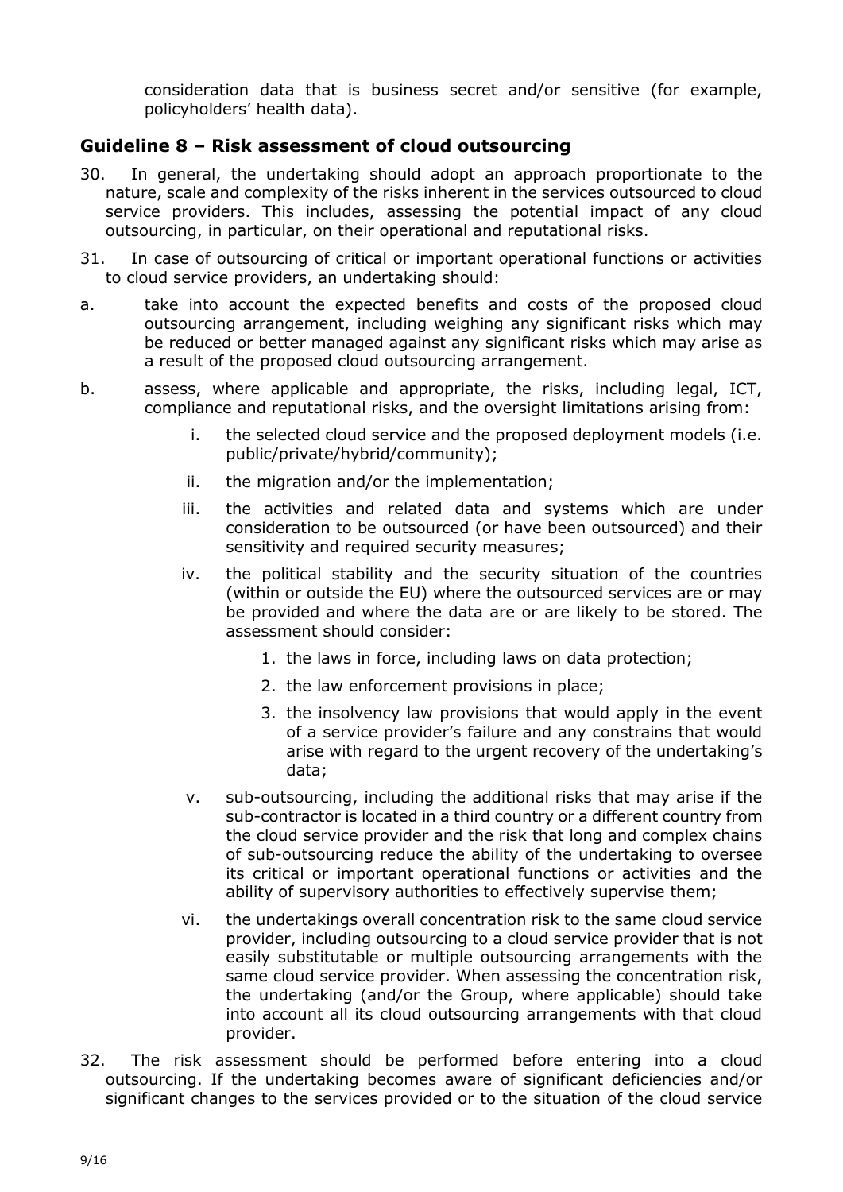consideration data that is business secret and/or sensitive (for example, policyholders' health data).

## Guideline 8 – Risk assessment of cloud outsourcing

30. In general, the undertaking should adopt an approach proportionate to the nature, scale and complexity of the risks inherent in the services outsourced to cloud service providers. This includes, assessing the potential impact of any cloud outsourcing, in particular, on their operational and reputational risks.

31. In case of outsourcing of critical or important operational functions or activities to cloud service providers, an undertaking should:

a. take into account the expected benefits and costs of the proposed cloud outsourcing arrangement, including weighing any significant risks which may be reduced or better managed against any significant risks which may arise as a result of the proposed cloud outsourcing arrangement.

b. assess, where applicable and appropriate, the risks, including legal, ICT, compliance and reputational risks, and the oversight limitations arising from:

   i. the selected cloud service and the proposed deployment models (i.e. public/private/hybrid/community);

   ii. the migration and/or the implementation;

   iii. the activities and related data and systems which are under consideration to be outsourced (or have been outsourced) and their sensitivity and required security measures;

   iv. the political stability and the security situation of the countries (within or outside the EU) where the outsourced services are or may be provided and where the data are or are likely to be stored. The assessment should consider:

      1. the laws in force, including laws on data protection;
      2. the law enforcement provisions in place;
      3. the insolvency law provisions that would apply in the event of a service provider's failure and any constrains that would arise with regard to the urgent recovery of the undertaking's data;

   v. sub-outsourcing, including the additional risks that may arise if the sub-contractor is located in a third country or a different country from the cloud service provider and the risk that long and complex chains of sub-outsourcing reduce the ability of the undertaking to oversee its critical or important operational functions or activities and the ability of supervisory authorities to effectively supervise them;

   vi. the undertakings overall concentration risk to the same cloud service provider, including outsourcing to a cloud service provider that is not easily substitutable or multiple outsourcing arrangements with the same cloud service provider. When assessing the concentration risk, the undertaking (and/or the Group, where applicable) should take into account all its cloud outsourcing arrangements with that cloud provider.

32. The risk assessment should be performed before entering into a cloud outsourcing. If the undertaking becomes aware of significant deficiencies and/or significant changes to the services provided or to the situation of the cloud service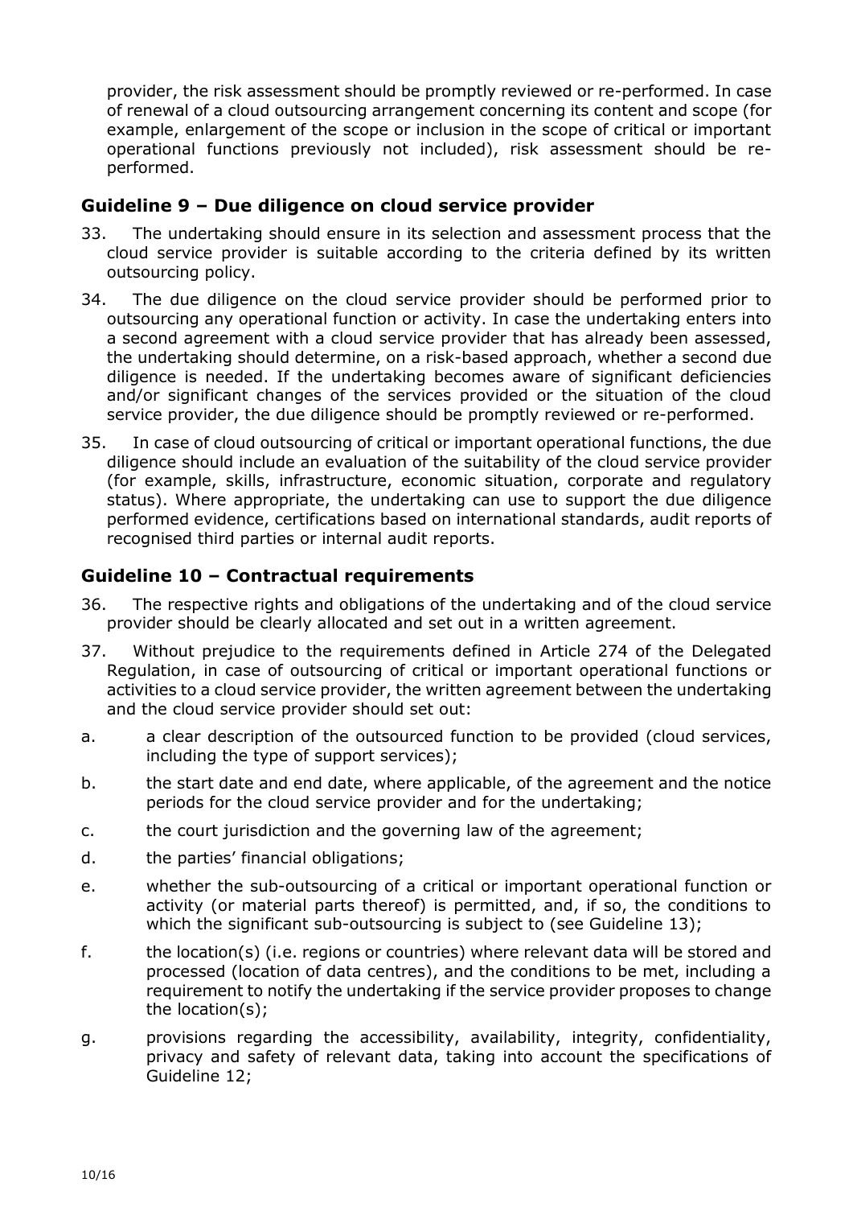provider, the risk assessment should be promptly reviewed or re-performed. In case of renewal of a cloud outsourcing arrangement concerning its content and scope (for example, enlargement of the scope or inclusion in the scope of critical or important operational functions previously not included), risk assessment should be re-performed.

## Guideline 9 – Due diligence on cloud service provider

33. The undertaking should ensure in its selection and assessment process that the cloud service provider is suitable according to the criteria defined by its written outsourcing policy.

34. The due diligence on the cloud service provider should be performed prior to outsourcing any operational function or activity. In case the undertaking enters into a second agreement with a cloud service provider that has already been assessed, the undertaking should determine, on a risk-based approach, whether a second due diligence is needed. If the undertaking becomes aware of significant deficiencies and/or significant changes of the services provided or the situation of the cloud service provider, the due diligence should be promptly reviewed or re-performed.

35. In case of cloud outsourcing of critical or important operational functions, the due diligence should include an evaluation of the suitability of the cloud service provider (for example, skills, infrastructure, economic situation, corporate and regulatory status). Where appropriate, the undertaking can use to support the due diligence performed evidence, certifications based on international standards, audit reports of recognised third parties or internal audit reports.

## Guideline 10 – Contractual requirements

36. The respective rights and obligations of the undertaking and of the cloud service provider should be clearly allocated and set out in a written agreement.

37. Without prejudice to the requirements defined in Article 274 of the Delegated Regulation, in case of outsourcing of critical or important operational functions or activities to a cloud service provider, the written agreement between the undertaking and the cloud service provider should set out:

a. a clear description of the outsourced function to be provided (cloud services, including the type of support services);

b. the start date and end date, where applicable, of the agreement and the notice periods for the cloud service provider and for the undertaking;

c. the court jurisdiction and the governing law of the agreement;

d. the parties' financial obligations;

e. whether the sub-outsourcing of a critical or important operational function or activity (or material parts thereof) is permitted, and, if so, the conditions to which the significant sub-outsourcing is subject to (see Guideline 13);

f. the location(s) (i.e. regions or countries) where relevant data will be stored and processed (location of data centres), and the conditions to be met, including a requirement to notify the undertaking if the service provider proposes to change the location(s);

g. provisions regarding the accessibility, availability, integrity, confidentiality, privacy and safety of relevant data, taking into account the specifications of Guideline 12;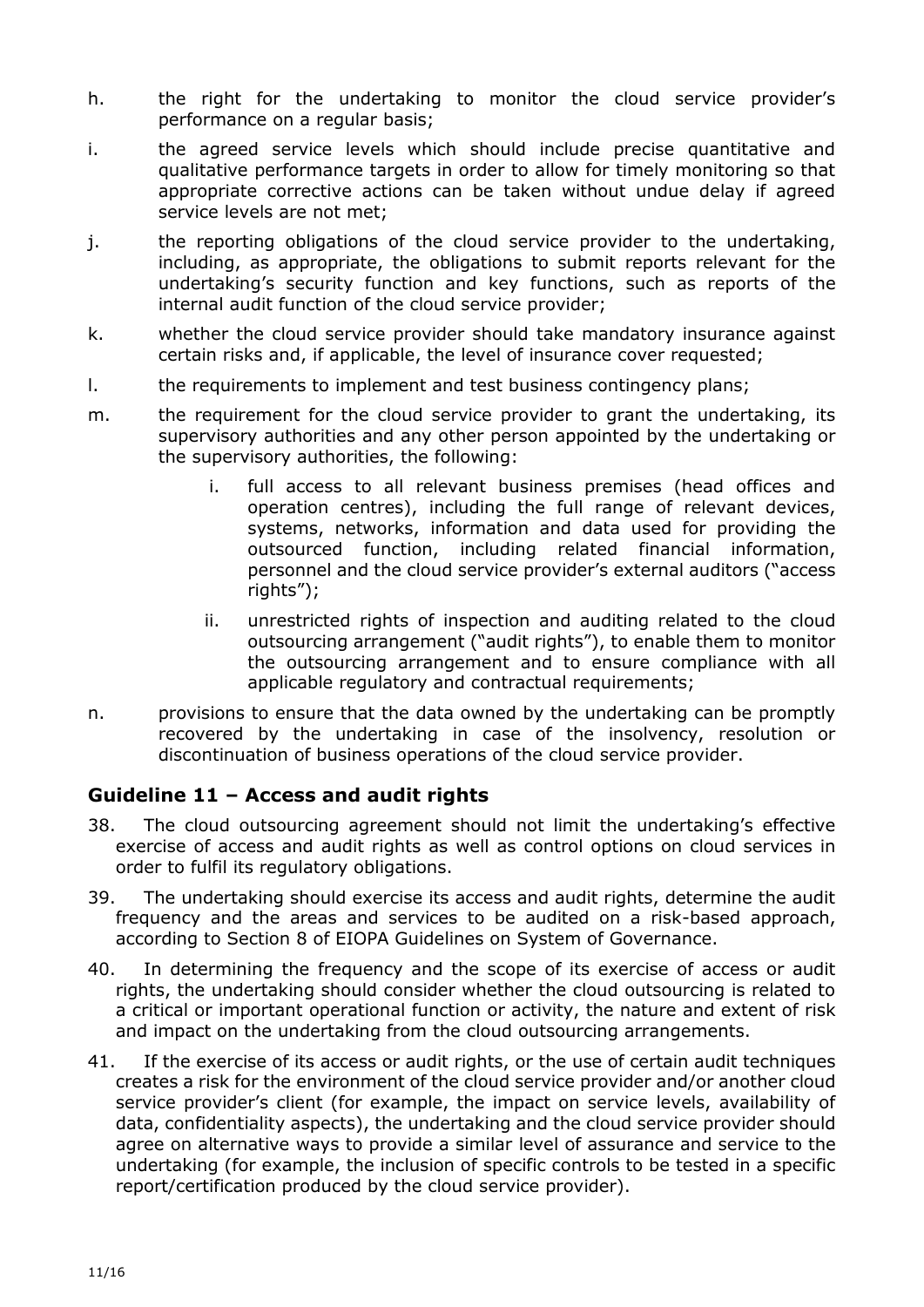h. the right for the undertaking to monitor the cloud service provider's performance on a regular basis;

i. the agreed service levels which should include precise quantitative and qualitative performance targets in order to allow for timely monitoring so that appropriate corrective actions can be taken without undue delay if agreed service levels are not met;

j. the reporting obligations of the cloud service provider to the undertaking, including, as appropriate, the obligations to submit reports relevant for the undertaking's security function and key functions, such as reports of the internal audit function of the cloud service provider;

k. whether the cloud service provider should take mandatory insurance against certain risks and, if applicable, the level of insurance cover requested;

l. the requirements to implement and test business contingency plans;

m. the requirement for the cloud service provider to grant the undertaking, its supervisory authorities and any other person appointed by the undertaking or the supervisory authorities, the following:

   i. full access to all relevant business premises (head offices and operation centres), including the full range of relevant devices, systems, networks, information and data used for providing the outsourced function, including related financial information, personnel and the cloud service provider's external auditors ("access rights");

   ii. unrestricted rights of inspection and auditing related to the cloud outsourcing arrangement ("audit rights"), to enable them to monitor the outsourcing arrangement and to ensure compliance with all applicable regulatory and contractual requirements;

n. provisions to ensure that the data owned by the undertaking can be promptly recovered by the undertaking in case of the insolvency, resolution or discontinuation of business operations of the cloud service provider.

## Guideline 11 – Access and audit rights

38. The cloud outsourcing agreement should not limit the undertaking's effective exercise of access and audit rights as well as control options on cloud services in order to fulfil its regulatory obligations.

39. The undertaking should exercise its access and audit rights, determine the audit frequency and the areas and services to be audited on a risk-based approach, according to Section 8 of EIOPA Guidelines on System of Governance.

40. In determining the frequency and the scope of its exercise of access or audit rights, the undertaking should consider whether the cloud outsourcing is related to a critical or important operational function or activity, the nature and extent of risk and impact on the undertaking from the cloud outsourcing arrangements.

41. If the exercise of its access or audit rights, or the use of certain audit techniques creates a risk for the environment of the cloud service provider and/or another cloud service provider's client (for example, the impact on service levels, availability of data, confidentiality aspects), the undertaking and the cloud service provider should agree on alternative ways to provide a similar level of assurance and service to the undertaking (for example, the inclusion of specific controls to be tested in a specific report/certification produced by the cloud service provider).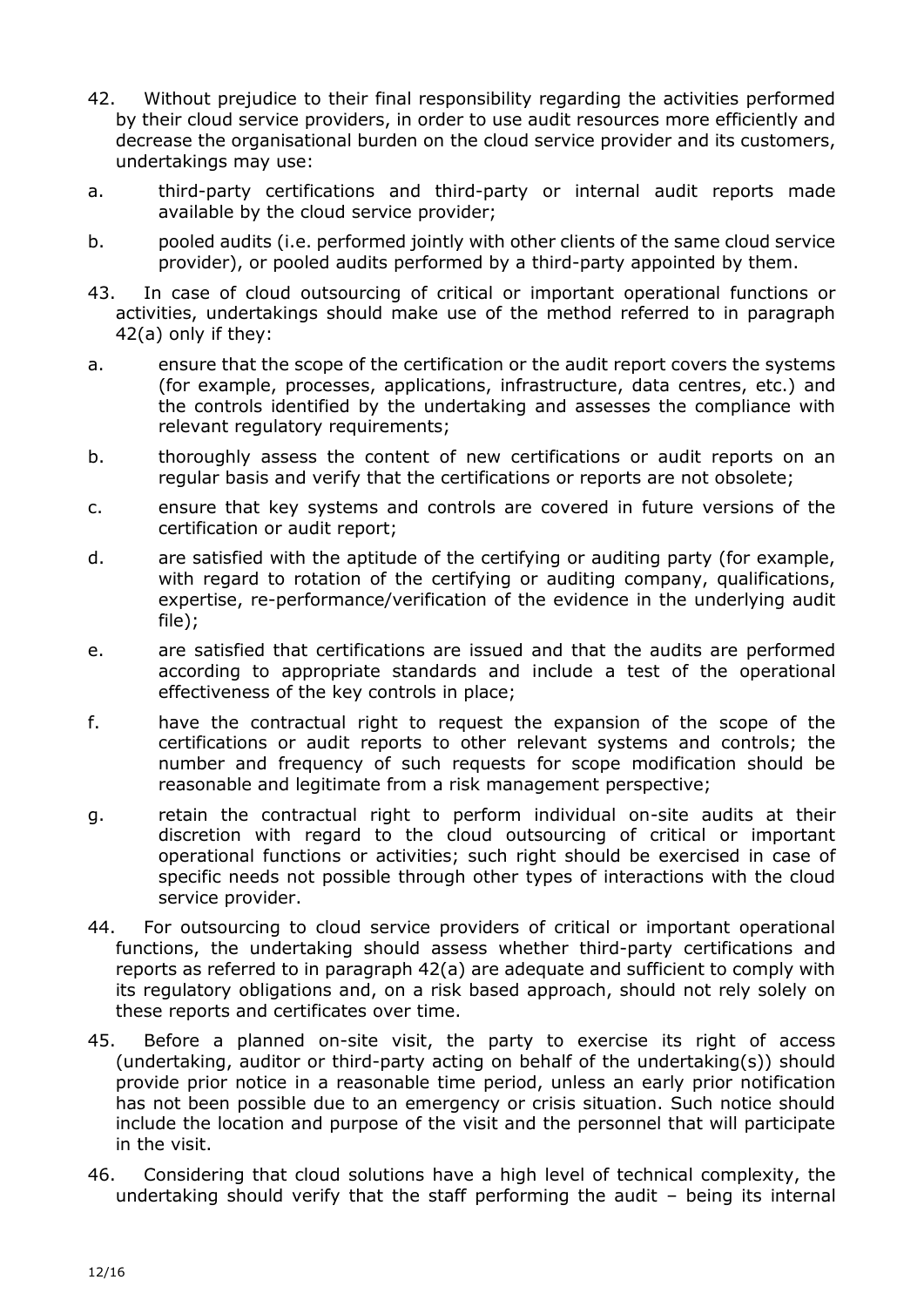42. Without prejudice to their final responsibility regarding the activities performed by their cloud service providers, in order to use audit resources more efficiently and decrease the organisational burden on the cloud service provider and its customers, undertakings may use:

a. third-party certifications and third-party or internal audit reports made available by the cloud service provider;

b. pooled audits (i.e. performed jointly with other clients of the same cloud service provider), or pooled audits performed by a third-party appointed by them.

43. In case of cloud outsourcing of critical or important operational functions or activities, undertakings should make use of the method referred to in paragraph 42(a) only if they:

a. ensure that the scope of the certification or the audit report covers the systems (for example, processes, applications, infrastructure, data centres, etc.) and the controls identified by the undertaking and assesses the compliance with relevant regulatory requirements;

b. thoroughly assess the content of new certifications or audit reports on an regular basis and verify that the certifications or reports are not obsolete;

c. ensure that key systems and controls are covered in future versions of the certification or audit report;

d. are satisfied with the aptitude of the certifying or auditing party (for example, with regard to rotation of the certifying or auditing company, qualifications, expertise, re-performance/verification of the evidence in the underlying audit file);

e. are satisfied that certifications are issued and that the audits are performed according to appropriate standards and include a test of the operational effectiveness of the key controls in place;

f. have the contractual right to request the expansion of the scope of the certifications or audit reports to other relevant systems and controls; the number and frequency of such requests for scope modification should be reasonable and legitimate from a risk management perspective;

g. retain the contractual right to perform individual on-site audits at their discretion with regard to the cloud outsourcing of critical or important operational functions or activities; such right should be exercised in case of specific needs not possible through other types of interactions with the cloud service provider.

44. For outsourcing to cloud service providers of critical or important operational functions, the undertaking should assess whether third-party certifications and reports as referred to in paragraph 42(a) are adequate and sufficient to comply with its regulatory obligations and, on a risk based approach, should not rely solely on these reports and certificates over time.

45. Before a planned on-site visit, the party to exercise its right of access (undertaking, auditor or third-party acting on behalf of the undertaking(s)) should provide prior notice in a reasonable time period, unless an early prior notification has not been possible due to an emergency or crisis situation. Such notice should include the location and purpose of the visit and the personnel that will participate in the visit.

46. Considering that cloud solutions have a high level of technical complexity, the undertaking should verify that the staff performing the audit – being its internal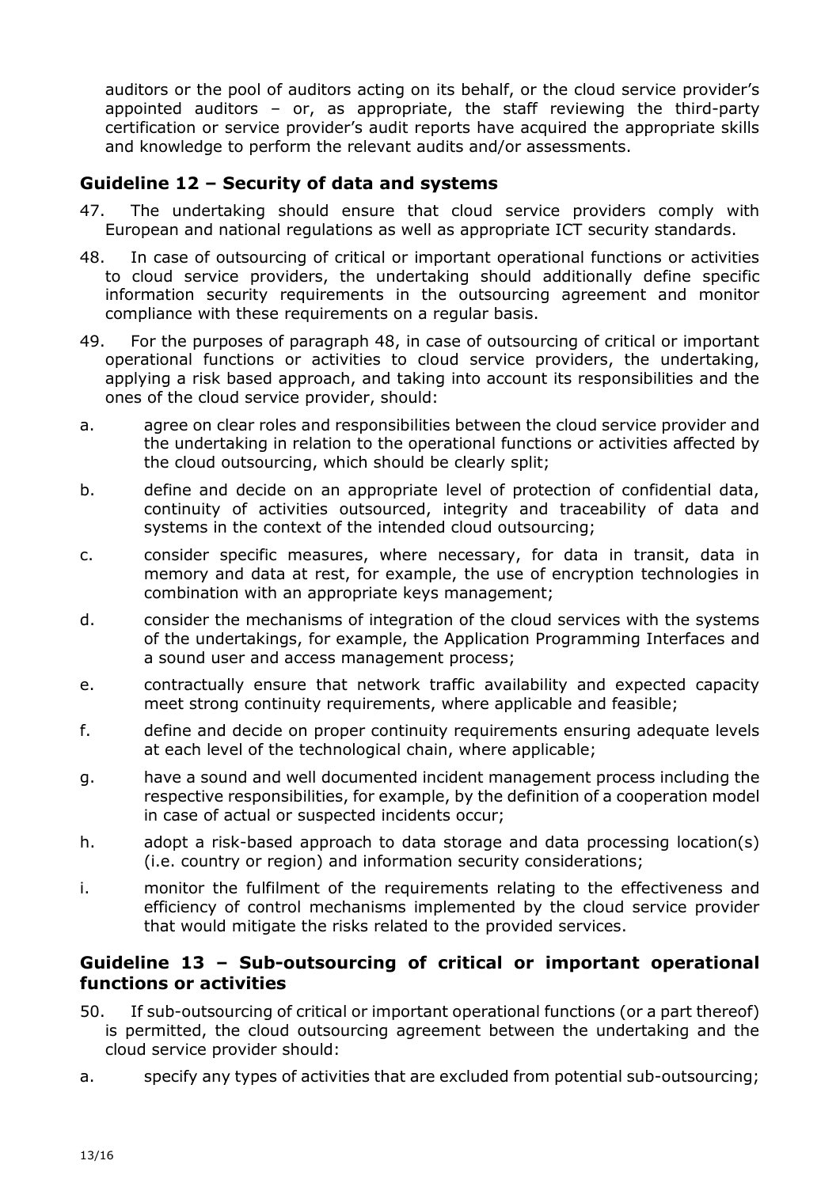auditors or the pool of auditors acting on its behalf, or the cloud service provider's appointed auditors – or, as appropriate, the staff reviewing the third-party certification or service provider's audit reports have acquired the appropriate skills and knowledge to perform the relevant audits and/or assessments.

## Guideline 12 – Security of data and systems

47. The undertaking should ensure that cloud service providers comply with European and national regulations as well as appropriate ICT security standards.

48. In case of outsourcing of critical or important operational functions or activities to cloud service providers, the undertaking should additionally define specific information security requirements in the outsourcing agreement and monitor compliance with these requirements on a regular basis.

49. For the purposes of paragraph 48, in case of outsourcing of critical or important operational functions or activities to cloud service providers, the undertaking, applying a risk based approach, and taking into account its responsibilities and the ones of the cloud service provider, should:

a. agree on clear roles and responsibilities between the cloud service provider and the undertaking in relation to the operational functions or activities affected by the cloud outsourcing, which should be clearly split;

b. define and decide on an appropriate level of protection of confidential data, continuity of activities outsourced, integrity and traceability of data and systems in the context of the intended cloud outsourcing;

c. consider specific measures, where necessary, for data in transit, data in memory and data at rest, for example, the use of encryption technologies in combination with an appropriate keys management;

d. consider the mechanisms of integration of the cloud services with the systems of the undertakings, for example, the Application Programming Interfaces and a sound user and access management process;

e. contractually ensure that network traffic availability and expected capacity meet strong continuity requirements, where applicable and feasible;

f. define and decide on proper continuity requirements ensuring adequate levels at each level of the technological chain, where applicable;

g. have a sound and well documented incident management process including the respective responsibilities, for example, by the definition of a cooperation model in case of actual or suspected incidents occur;

h. adopt a risk-based approach to data storage and data processing location(s) (i.e. country or region) and information security considerations;

i. monitor the fulfilment of the requirements relating to the effectiveness and efficiency of control mechanisms implemented by the cloud service provider that would mitigate the risks related to the provided services.

## Guideline 13 – Sub-outsourcing of critical or important operational functions or activities

50. If sub-outsourcing of critical or important operational functions (or a part thereof) is permitted, the cloud outsourcing agreement between the undertaking and the cloud service provider should:

a. specify any types of activities that are excluded from potential sub-outsourcing;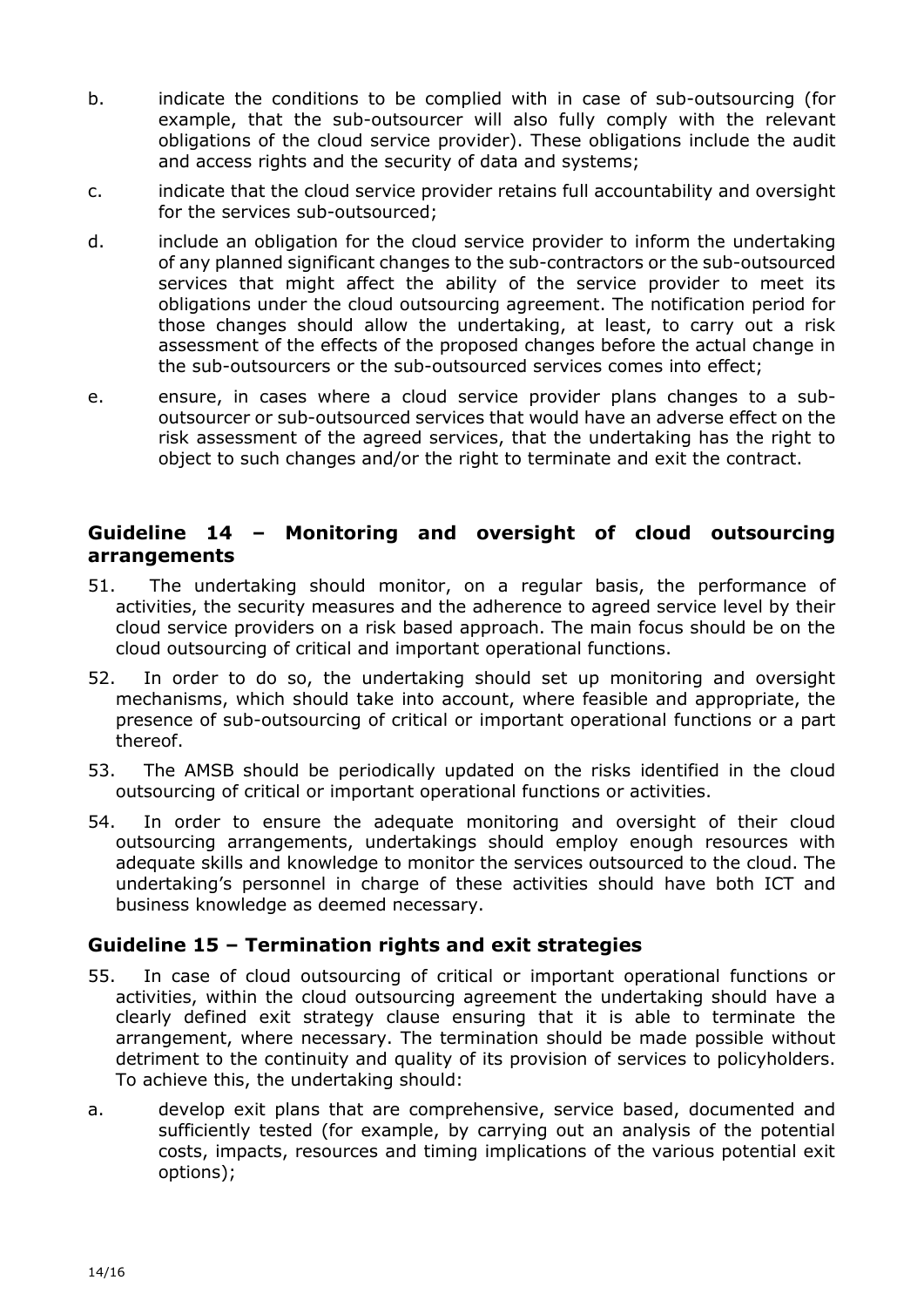b. indicate the conditions to be complied with in case of sub-outsourcing (for example, that the sub-outsourcer will also fully comply with the relevant obligations of the cloud service provider). These obligations include the audit and access rights and the security of data and systems;

c. indicate that the cloud service provider retains full accountability and oversight for the services sub-outsourced;

d. include an obligation for the cloud service provider to inform the undertaking of any planned significant changes to the sub-contractors or the sub-outsourced services that might affect the ability of the service provider to meet its obligations under the cloud outsourcing agreement. The notification period for those changes should allow the undertaking, at least, to carry out a risk assessment of the effects of the proposed changes before the actual change in the sub-outsourcers or the sub-outsourced services comes into effect;

e. ensure, in cases where a cloud service provider plans changes to a sub-outsourcer or sub-outsourced services that would have an adverse effect on the risk assessment of the agreed services, that the undertaking has the right to object to such changes and/or the right to terminate and exit the contract.

## Guideline 14 – Monitoring and oversight of cloud outsourcing arrangements

51. The undertaking should monitor, on a regular basis, the performance of activities, the security measures and the adherence to agreed service level by their cloud service providers on a risk based approach. The main focus should be on the cloud outsourcing of critical and important operational functions.

52. In order to do so, the undertaking should set up monitoring and oversight mechanisms, which should take into account, where feasible and appropriate, the presence of sub-outsourcing of critical or important operational functions or a part thereof.

53. The AMSB should be periodically updated on the risks identified in the cloud outsourcing of critical or important operational functions or activities.

54. In order to ensure the adequate monitoring and oversight of their cloud outsourcing arrangements, undertakings should employ enough resources with adequate skills and knowledge to monitor the services outsourced to the cloud. The undertaking's personnel in charge of these activities should have both ICT and business knowledge as deemed necessary.

## Guideline 15 – Termination rights and exit strategies

55. In case of cloud outsourcing of critical or important operational functions or activities, within the cloud outsourcing agreement the undertaking should have a clearly defined exit strategy clause ensuring that it is able to terminate the arrangement, where necessary. The termination should be made possible without detriment to the continuity and quality of its provision of services to policyholders. To achieve this, the undertaking should:

a. develop exit plans that are comprehensive, service based, documented and sufficiently tested (for example, by carrying out an analysis of the potential costs, impacts, resources and timing implications of the various potential exit options);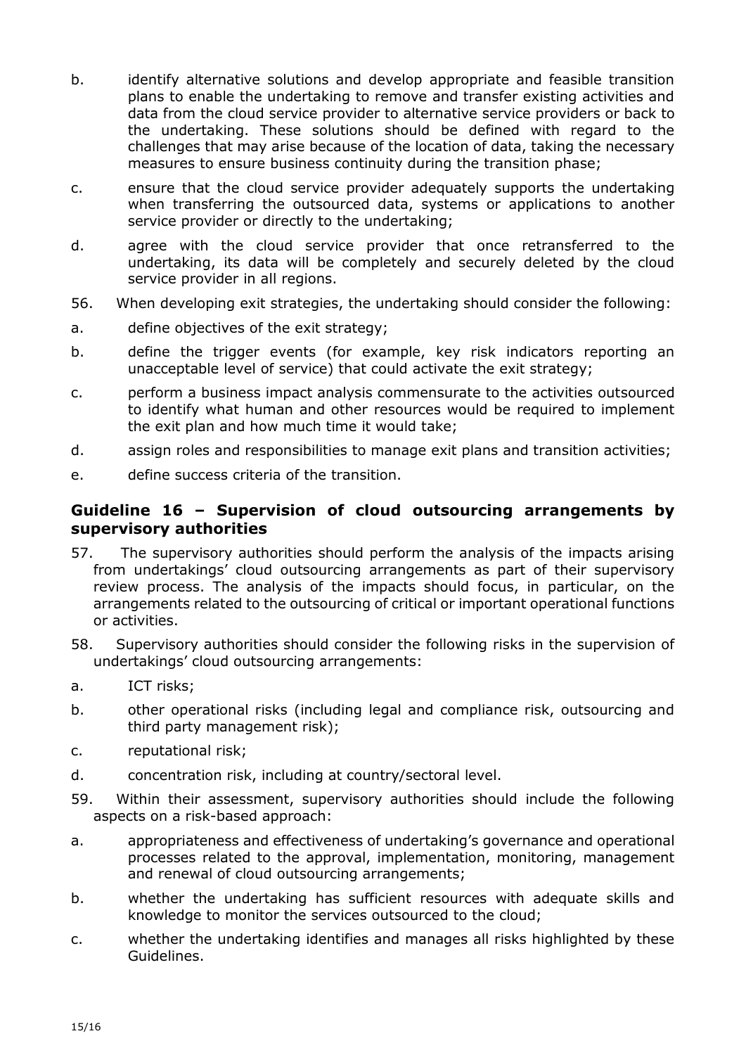b. identify alternative solutions and develop appropriate and feasible transition plans to enable the undertaking to remove and transfer existing activities and data from the cloud service provider to alternative service providers or back to the undertaking. These solutions should be defined with regard to the challenges that may arise because of the location of data, taking the necessary measures to ensure business continuity during the transition phase;

c. ensure that the cloud service provider adequately supports the undertaking when transferring the outsourced data, systems or applications to another service provider or directly to the undertaking;

d. agree with the cloud service provider that once retransferred to the undertaking, its data will be completely and securely deleted by the cloud service provider in all regions.

56. When developing exit strategies, the undertaking should consider the following:

a. define objectives of the exit strategy;

b. define the trigger events (for example, key risk indicators reporting an unacceptable level of service) that could activate the exit strategy;

c. perform a business impact analysis commensurate to the activities outsourced to identify what human and other resources would be required to implement the exit plan and how much time it would take;

d. assign roles and responsibilities to manage exit plans and transition activities;

e. define success criteria of the transition.

## Guideline 16 – Supervision of cloud outsourcing arrangements by supervisory authorities

57. The supervisory authorities should perform the analysis of the impacts arising from undertakings' cloud outsourcing arrangements as part of their supervisory review process. The analysis of the impacts should focus, in particular, on the arrangements related to the outsourcing of critical or important operational functions or activities.

58. Supervisory authorities should consider the following risks in the supervision of undertakings' cloud outsourcing arrangements:

a. ICT risks;

b. other operational risks (including legal and compliance risk, outsourcing and third party management risk);

c. reputational risk;

d. concentration risk, including at country/sectoral level.

59. Within their assessment, supervisory authorities should include the following aspects on a risk-based approach:

a. appropriateness and effectiveness of undertaking's governance and operational processes related to the approval, implementation, monitoring, management and renewal of cloud outsourcing arrangements;

b. whether the undertaking has sufficient resources with adequate skills and knowledge to monitor the services outsourced to the cloud;

c. whether the undertaking identifies and manages all risks highlighted by these Guidelines.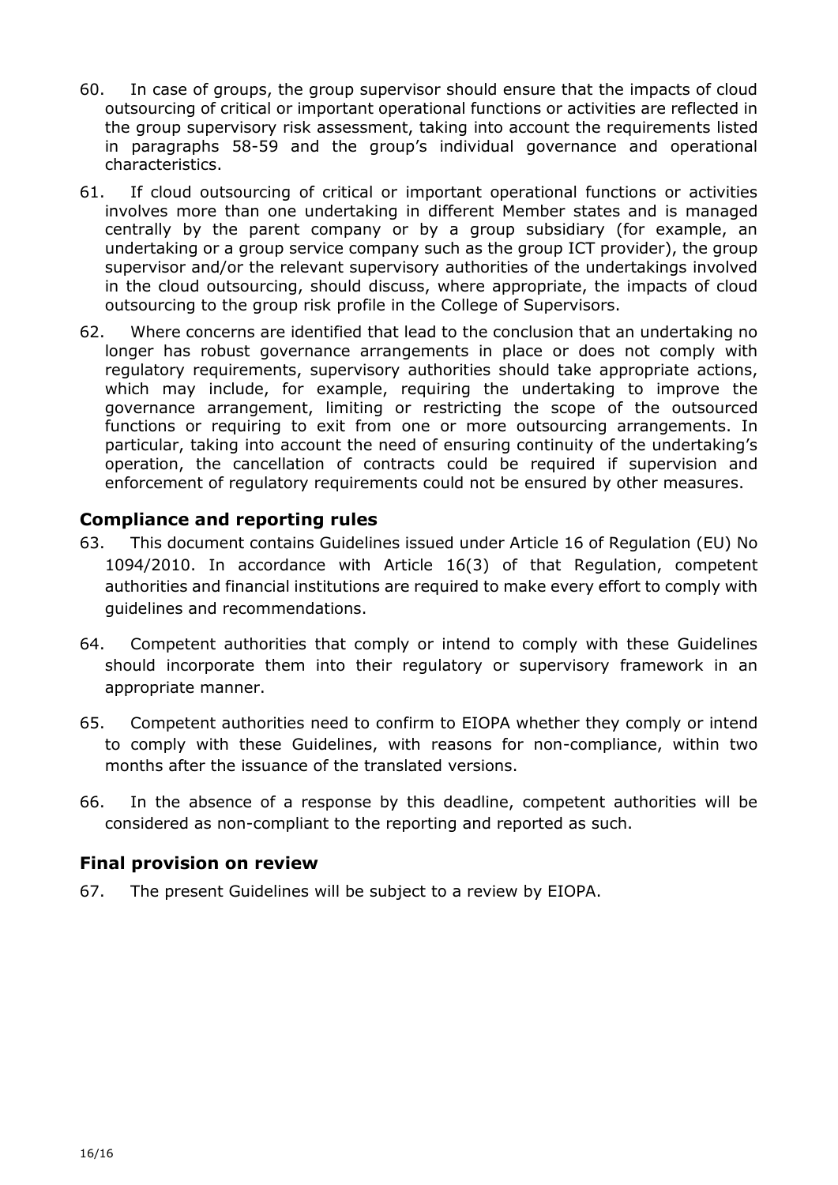60. In case of groups, the group supervisor should ensure that the impacts of cloud outsourcing of critical or important operational functions or activities are reflected in the group supervisory risk assessment, taking into account the requirements listed in paragraphs 58-59 and the group's individual governance and operational characteristics.

61. If cloud outsourcing of critical or important operational functions or activities involves more than one undertaking in different Member states and is managed centrally by the parent company or by a group subsidiary (for example, an undertaking or a group service company such as the group ICT provider), the group supervisor and/or the relevant supervisory authorities of the undertakings involved in the cloud outsourcing, should discuss, where appropriate, the impacts of cloud outsourcing to the group risk profile in the College of Supervisors.

62. Where concerns are identified that lead to the conclusion that an undertaking no longer has robust governance arrangements in place or does not comply with regulatory requirements, supervisory authorities should take appropriate actions, which may include, for example, requiring the undertaking to improve the governance arrangement, limiting or restricting the scope of the outsourced functions or requiring to exit from one or more outsourcing arrangements. In particular, taking into account the need of ensuring continuity of the undertaking's operation, the cancellation of contracts could be required if supervision and enforcement of regulatory requirements could not be ensured by other measures.

## Compliance and reporting rules

63. This document contains Guidelines issued under Article 16 of Regulation (EU) No 1094/2010. In accordance with Article 16(3) of that Regulation, competent authorities and financial institutions are required to make every effort to comply with guidelines and recommendations.

64. Competent authorities that comply or intend to comply with these Guidelines should incorporate them into their regulatory or supervisory framework in an appropriate manner.

65. Competent authorities need to confirm to EIOPA whether they comply or intend to comply with these Guidelines, with reasons for non-compliance, within two months after the issuance of the translated versions.

66. In the absence of a response by this deadline, competent authorities will be considered as non-compliant to the reporting and reported as such.

## Final provision on review

67. The present Guidelines will be subject to a review by EIOPA.